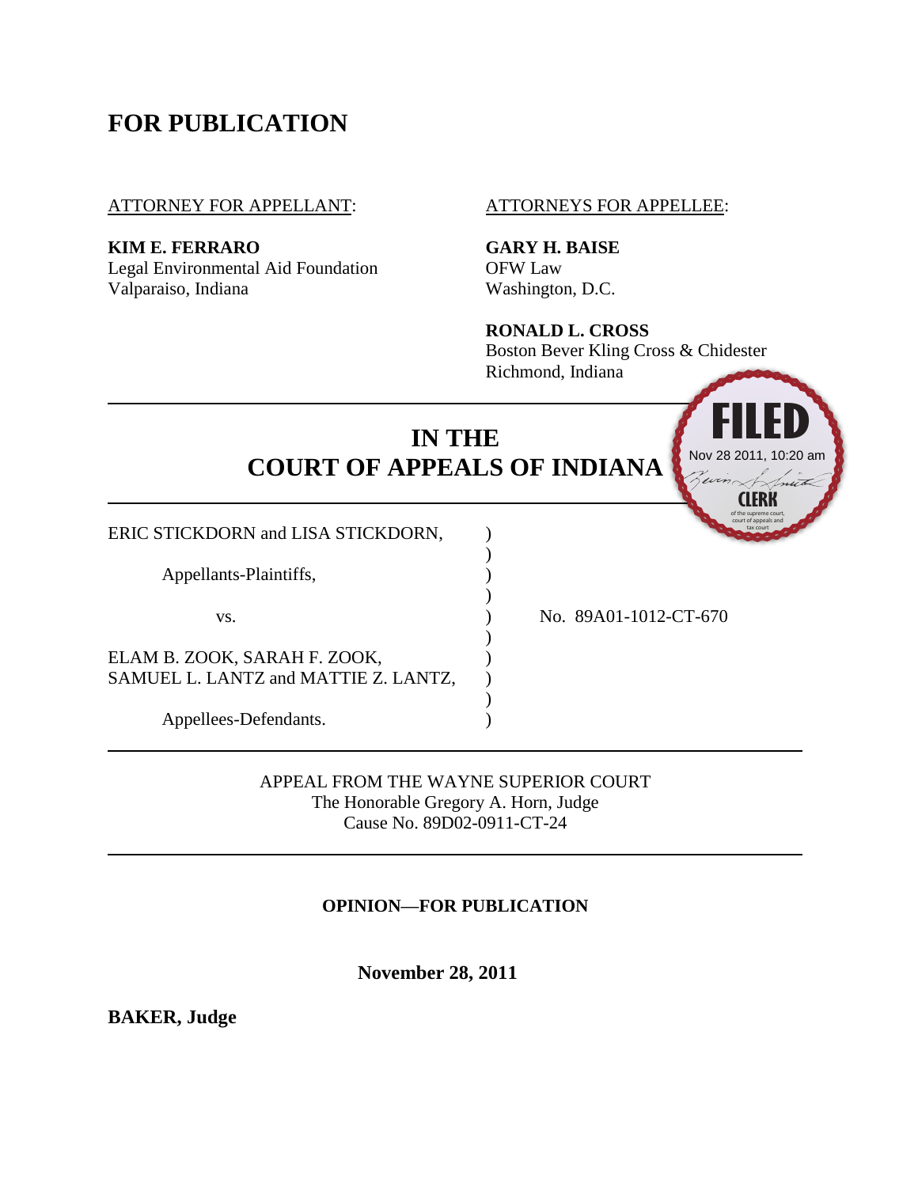# FOR PUBLICATION

ATTORNEY FOR APPELLANT:

**KIM E. FERRARO**
Legal Environmental Aid Foundation
Valparaiso, Indiana

ATTORNEYS FOR APPELLEE:

**GARY H. BAISE**
OFW Law
Washington, D.C.

**RONALD L. CROSS**
Boston Bever Kling Cross & Chidester
Richmond, Indiana

FILED
Nov 28 2011, 10:20 am
CLERK
of the supreme court, court of appeals and tax court

## IN THE COURT OF APPEALS OF INDIANA

ERIC STICKDORN and LISA STICKDORN,

Appellants-Plaintiffs,

vs.

ELAM B. ZOOK, SARAH F. ZOOK, SAMUEL L. LANTZ and MATTIE Z. LANTZ,

Appellees-Defendants.

No. 89A01-1012-CT-670

APPEAL FROM THE WAYNE SUPERIOR COURT
The Honorable Gregory A. Horn, Judge
Cause No. 89D02-0911-CT-24

**OPINION—FOR PUBLICATION**

**November 28, 2011**

**BAKER, Judge**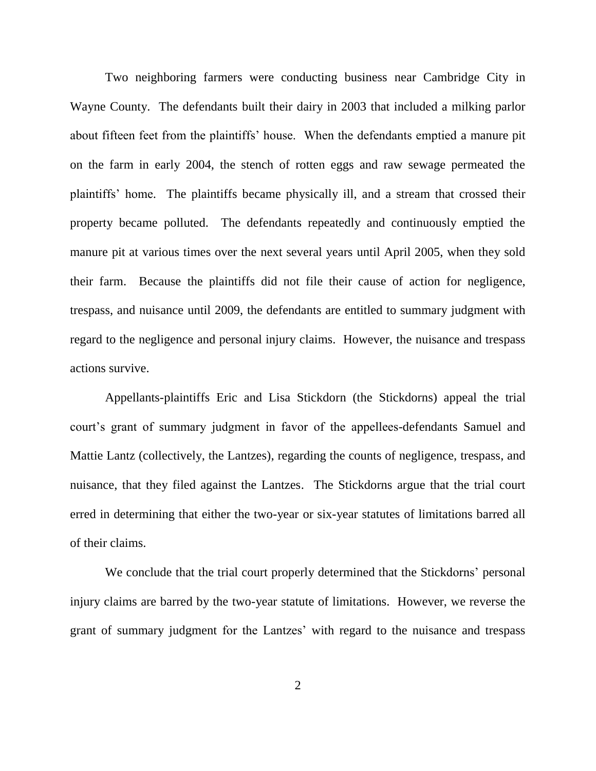Two neighboring farmers were conducting business near Cambridge City in Wayne County. The defendants built their dairy in 2003 that included a milking parlor about fifteen feet from the plaintiffs' house. When the defendants emptied a manure pit on the farm in early 2004, the stench of rotten eggs and raw sewage permeated the plaintiffs' home. The plaintiffs became physically ill, and a stream that crossed their property became polluted. The defendants repeatedly and continuously emptied the manure pit at various times over the next several years until April 2005, when they sold their farm. Because the plaintiffs did not file their cause of action for negligence, trespass, and nuisance until 2009, the defendants are entitled to summary judgment with regard to the negligence and personal injury claims. However, the nuisance and trespass actions survive.

Appellants-plaintiffs Eric and Lisa Stickdorn (the Stickdorns) appeal the trial court's grant of summary judgment in favor of the appellees-defendants Samuel and Mattie Lantz (collectively, the Lantzes), regarding the counts of negligence, trespass, and nuisance, that they filed against the Lantzes. The Stickdorns argue that the trial court erred in determining that either the two-year or six-year statutes of limitations barred all of their claims.

We conclude that the trial court properly determined that the Stickdorns' personal injury claims are barred by the two-year statute of limitations. However, we reverse the grant of summary judgment for the Lantzes' with regard to the nuisance and trespass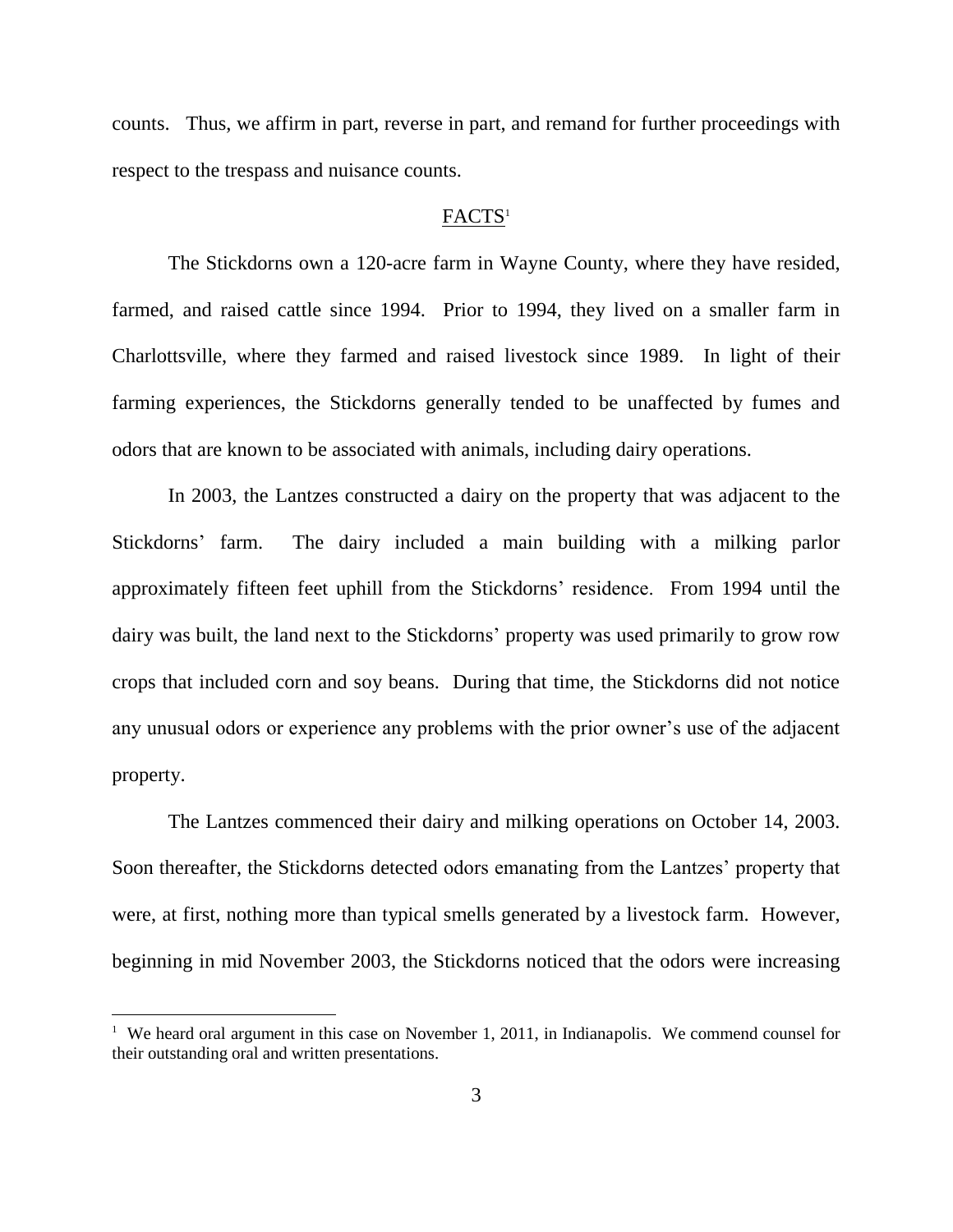counts. Thus, we affirm in part, reverse in part, and remand for further proceedings with respect to the trespass and nuisance counts.

## FACTS[1]

The Stickdorns own a 120-acre farm in Wayne County, where they have resided, farmed, and raised cattle since 1994. Prior to 1994, they lived on a smaller farm in Charlottsville, where they farmed and raised livestock since 1989. In light of their farming experiences, the Stickdorns generally tended to be unaffected by fumes and odors that are known to be associated with animals, including dairy operations.

In 2003, the Lantzes constructed a dairy on the property that was adjacent to the Stickdorns' farm. The dairy included a main building with a milking parlor approximately fifteen feet uphill from the Stickdorns' residence. From 1994 until the dairy was built, the land next to the Stickdorns' property was used primarily to grow row crops that included corn and soy beans. During that time, the Stickdorns did not notice any unusual odors or experience any problems with the prior owner's use of the adjacent property.

The Lantzes commenced their dairy and milking operations on October 14, 2003. Soon thereafter, the Stickdorns detected odors emanating from the Lantzes' property that were, at first, nothing more than typical smells generated by a livestock farm. However, beginning in mid November 2003, the Stickdorns noticed that the odors were increasing

[1] We heard oral argument in this case on November 1, 2011, in Indianapolis. We commend counsel for their outstanding oral and written presentations.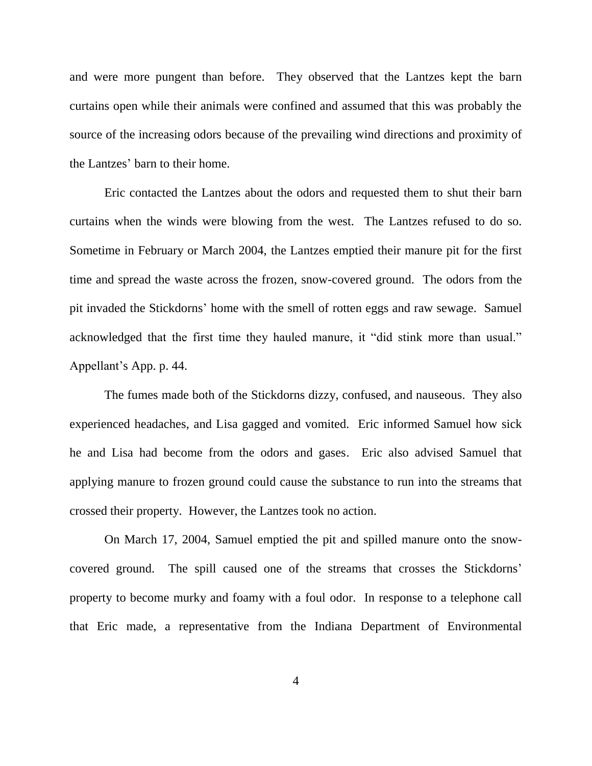and were more pungent than before. They observed that the Lantzes kept the barn curtains open while their animals were confined and assumed that this was probably the source of the increasing odors because of the prevailing wind directions and proximity of the Lantzes' barn to their home.

Eric contacted the Lantzes about the odors and requested them to shut their barn curtains when the winds were blowing from the west. The Lantzes refused to do so. Sometime in February or March 2004, the Lantzes emptied their manure pit for the first time and spread the waste across the frozen, snow-covered ground. The odors from the pit invaded the Stickdorns' home with the smell of rotten eggs and raw sewage. Samuel acknowledged that the first time they hauled manure, it "did stink more than usual." Appellant's App. p. 44.

The fumes made both of the Stickdorns dizzy, confused, and nauseous. They also experienced headaches, and Lisa gagged and vomited. Eric informed Samuel how sick he and Lisa had become from the odors and gases. Eric also advised Samuel that applying manure to frozen ground could cause the substance to run into the streams that crossed their property. However, the Lantzes took no action.

On March 17, 2004, Samuel emptied the pit and spilled manure onto the snow-covered ground. The spill caused one of the streams that crosses the Stickdorns' property to become murky and foamy with a foul odor. In response to a telephone call that Eric made, a representative from the Indiana Department of Environmental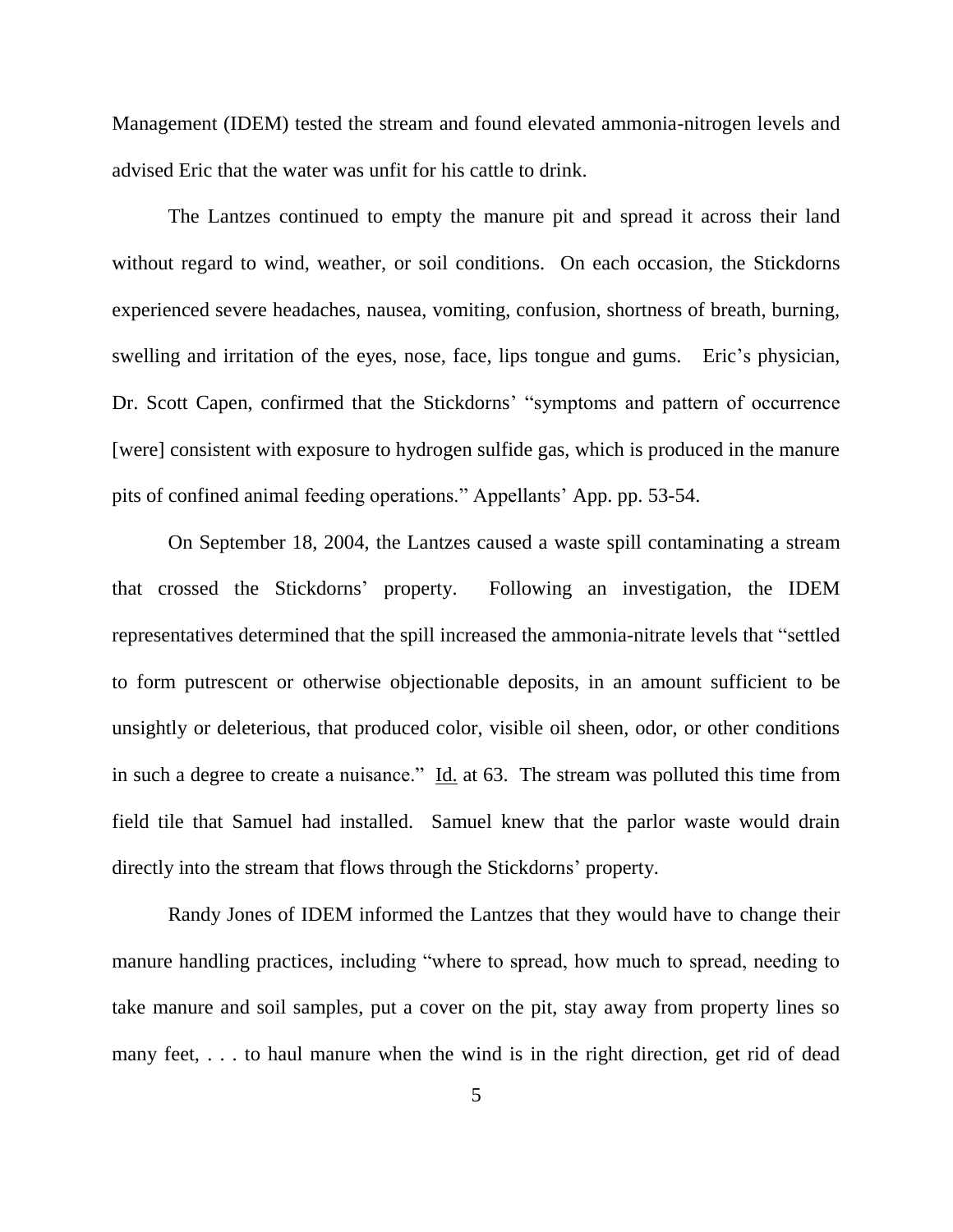Management (IDEM) tested the stream and found elevated ammonia-nitrogen levels and advised Eric that the water was unfit for his cattle to drink.

The Lantzes continued to empty the manure pit and spread it across their land without regard to wind, weather, or soil conditions. On each occasion, the Stickdorns experienced severe headaches, nausea, vomiting, confusion, shortness of breath, burning, swelling and irritation of the eyes, nose, face, lips tongue and gums. Eric's physician, Dr. Scott Capen, confirmed that the Stickdorns' "symptoms and pattern of occurrence [were] consistent with exposure to hydrogen sulfide gas, which is produced in the manure pits of confined animal feeding operations." Appellants' App. pp. 53-54.

On September 18, 2004, the Lantzes caused a waste spill contaminating a stream that crossed the Stickdorns' property. Following an investigation, the IDEM representatives determined that the spill increased the ammonia-nitrate levels that "settled to form putrescent or otherwise objectionable deposits, in an amount sufficient to be unsightly or deleterious, that produced color, visible oil sheen, odor, or other conditions in such a degree to create a nuisance." Id. at 63. The stream was polluted this time from field tile that Samuel had installed. Samuel knew that the parlor waste would drain directly into the stream that flows through the Stickdorns' property.

Randy Jones of IDEM informed the Lantzes that they would have to change their manure handling practices, including "where to spread, how much to spread, needing to take manure and soil samples, put a cover on the pit, stay away from property lines so many feet, . . . to haul manure when the wind is in the right direction, get rid of dead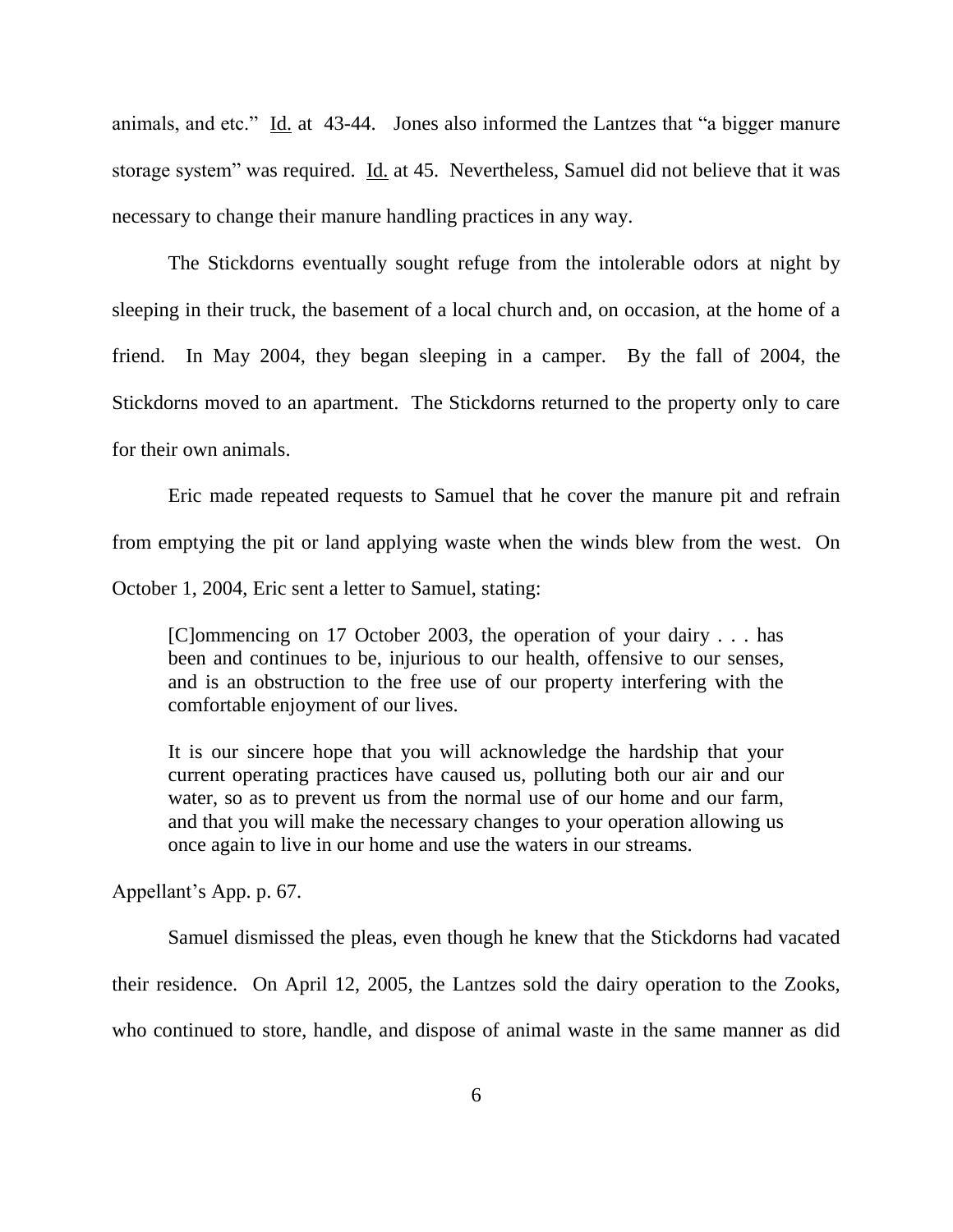animals, and etc." Id. at 43-44. Jones also informed the Lantzes that "a bigger manure storage system" was required. Id. at 45. Nevertheless, Samuel did not believe that it was necessary to change their manure handling practices in any way.

The Stickdorns eventually sought refuge from the intolerable odors at night by sleeping in their truck, the basement of a local church and, on occasion, at the home of a friend. In May 2004, they began sleeping in a camper. By the fall of 2004, the Stickdorns moved to an apartment. The Stickdorns returned to the property only to care for their own animals.

Eric made repeated requests to Samuel that he cover the manure pit and refrain from emptying the pit or land applying waste when the winds blew from the west. On October 1, 2004, Eric sent a letter to Samuel, stating:

> [C]ommencing on 17 October 2003, the operation of your dairy . . . has been and continues to be, injurious to our health, offensive to our senses, and is an obstruction to the free use of our property interfering with the comfortable enjoyment of our lives.
>
> It is our sincere hope that you will acknowledge the hardship that your current operating practices have caused us, polluting both our air and our water, so as to prevent us from the normal use of our home and our farm, and that you will make the necessary changes to your operation allowing us once again to live in our home and use the waters in our streams.

Appellant's App. p. 67.

Samuel dismissed the pleas, even though he knew that the Stickdorns had vacated their residence. On April 12, 2005, the Lantzes sold the dairy operation to the Zooks, who continued to store, handle, and dispose of animal waste in the same manner as did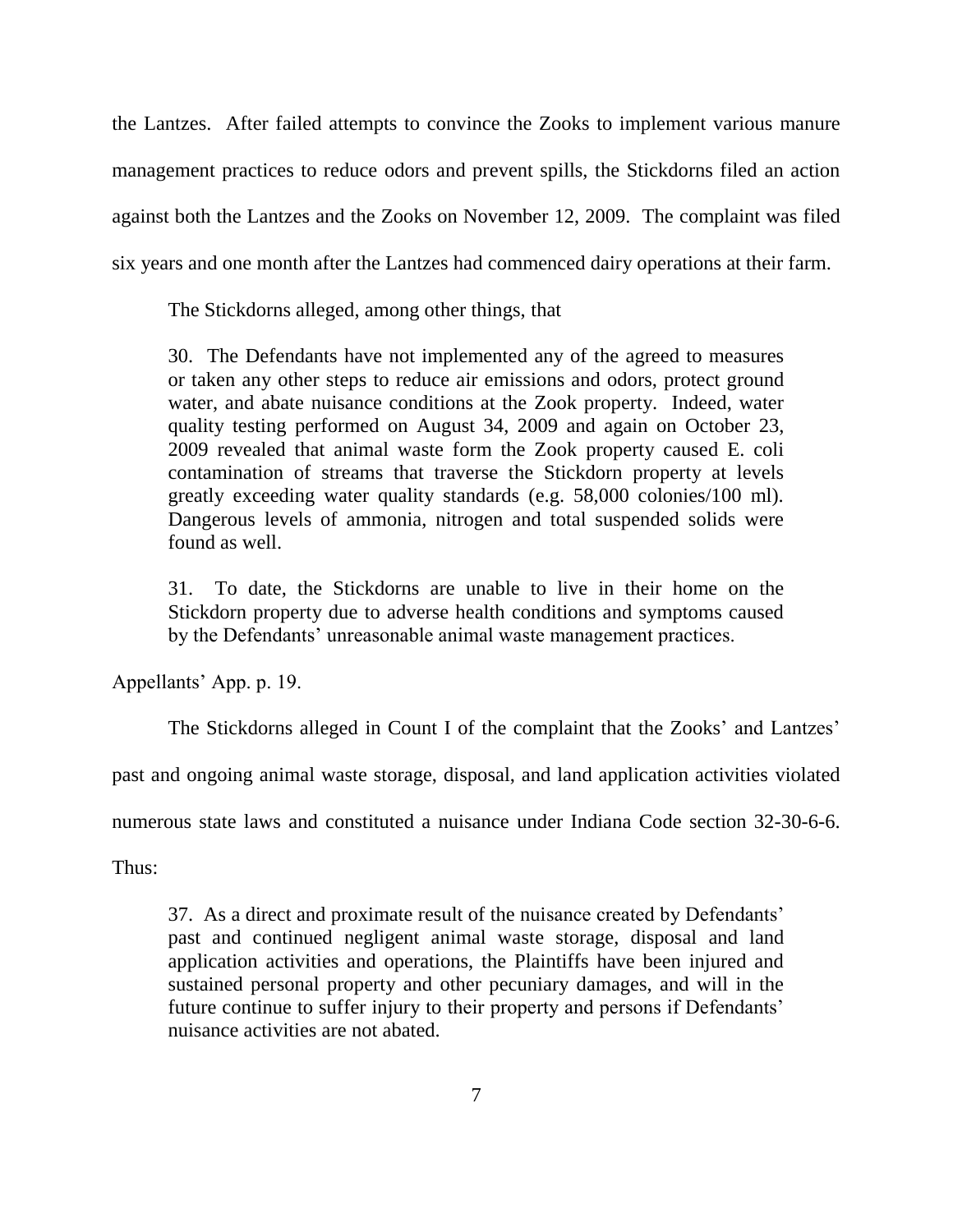the Lantzes. After failed attempts to convince the Zooks to implement various manure management practices to reduce odors and prevent spills, the Stickdorns filed an action against both the Lantzes and the Zooks on November 12, 2009. The complaint was filed six years and one month after the Lantzes had commenced dairy operations at their farm.

The Stickdorns alleged, among other things, that

> 30. The Defendants have not implemented any of the agreed to measures or taken any other steps to reduce air emissions and odors, protect ground water, and abate nuisance conditions at the Zook property. Indeed, water quality testing performed on August 34, 2009 and again on October 23, 2009 revealed that animal waste form the Zook property caused E. coli contamination of streams that traverse the Stickdorn property at levels greatly exceeding water quality standards (e.g. 58,000 colonies/100 ml). Dangerous levels of ammonia, nitrogen and total suspended solids were found as well.
>
> 31. To date, the Stickdorns are unable to live in their home on the Stickdorn property due to adverse health conditions and symptoms caused by the Defendants' unreasonable animal waste management practices.

Appellants' App. p. 19.

The Stickdorns alleged in Count I of the complaint that the Zooks' and Lantzes' past and ongoing animal waste storage, disposal, and land application activities violated numerous state laws and constituted a nuisance under Indiana Code section 32-30-6-6. Thus:

> 37. As a direct and proximate result of the nuisance created by Defendants' past and continued negligent animal waste storage, disposal and land application activities and operations, the Plaintiffs have been injured and sustained personal property and other pecuniary damages, and will in the future continue to suffer injury to their property and persons if Defendants' nuisance activities are not abated.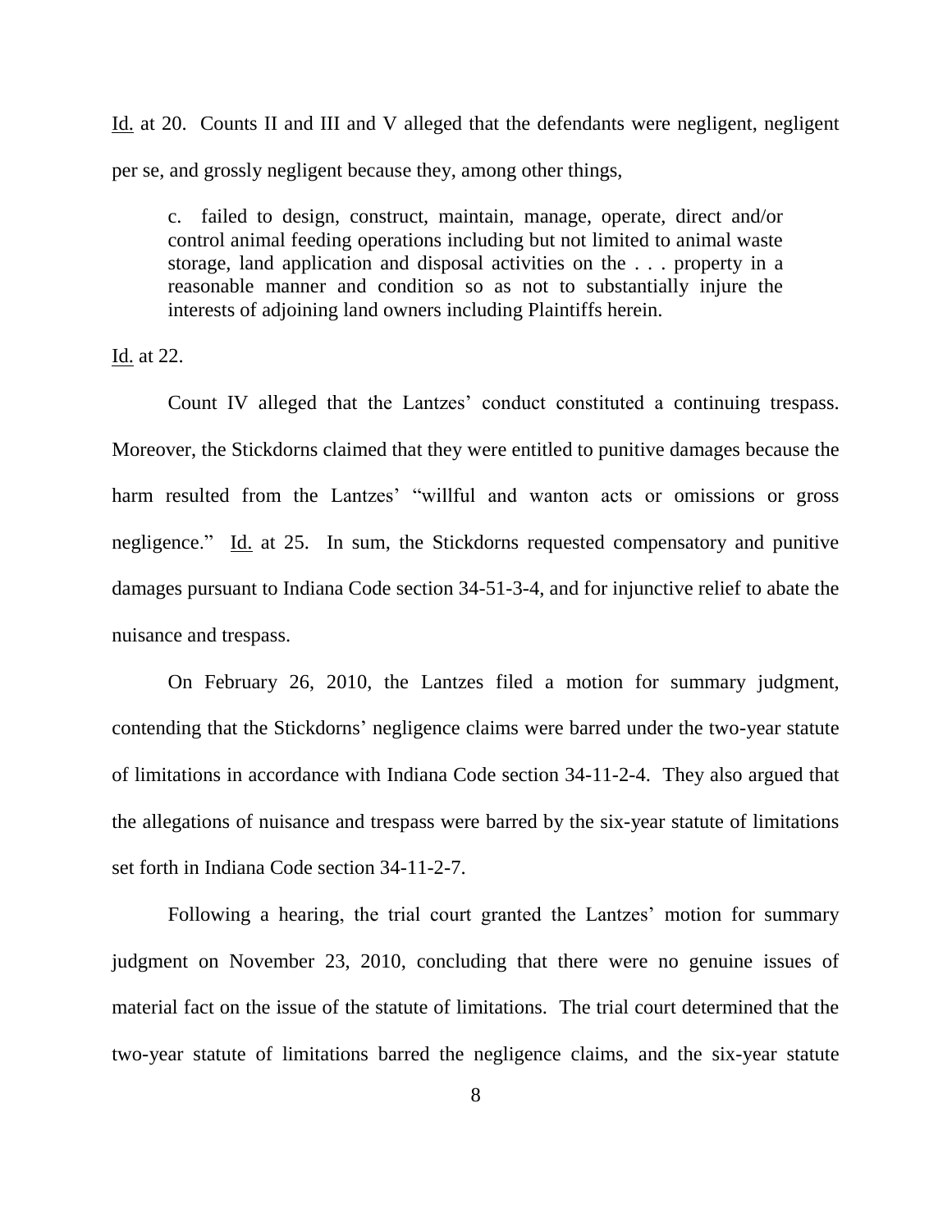Id. at 20. Counts II and III and V alleged that the defendants were negligent, negligent per se, and grossly negligent because they, among other things,

> c. failed to design, construct, maintain, manage, operate, direct and/or control animal feeding operations including but not limited to animal waste storage, land application and disposal activities on the . . . property in a reasonable manner and condition so as not to substantially injure the interests of adjoining land owners including Plaintiffs herein.

Id. at 22.

Count IV alleged that the Lantzes' conduct constituted a continuing trespass. Moreover, the Stickdorns claimed that they were entitled to punitive damages because the harm resulted from the Lantzes' "willful and wanton acts or omissions or gross negligence." Id. at 25. In sum, the Stickdorns requested compensatory and punitive damages pursuant to Indiana Code section 34-51-3-4, and for injunctive relief to abate the nuisance and trespass.

On February 26, 2010, the Lantzes filed a motion for summary judgment, contending that the Stickdorns' negligence claims were barred under the two-year statute of limitations in accordance with Indiana Code section 34-11-2-4. They also argued that the allegations of nuisance and trespass were barred by the six-year statute of limitations set forth in Indiana Code section 34-11-2-7.

Following a hearing, the trial court granted the Lantzes' motion for summary judgment on November 23, 2010, concluding that there were no genuine issues of material fact on the issue of the statute of limitations. The trial court determined that the two-year statute of limitations barred the negligence claims, and the six-year statute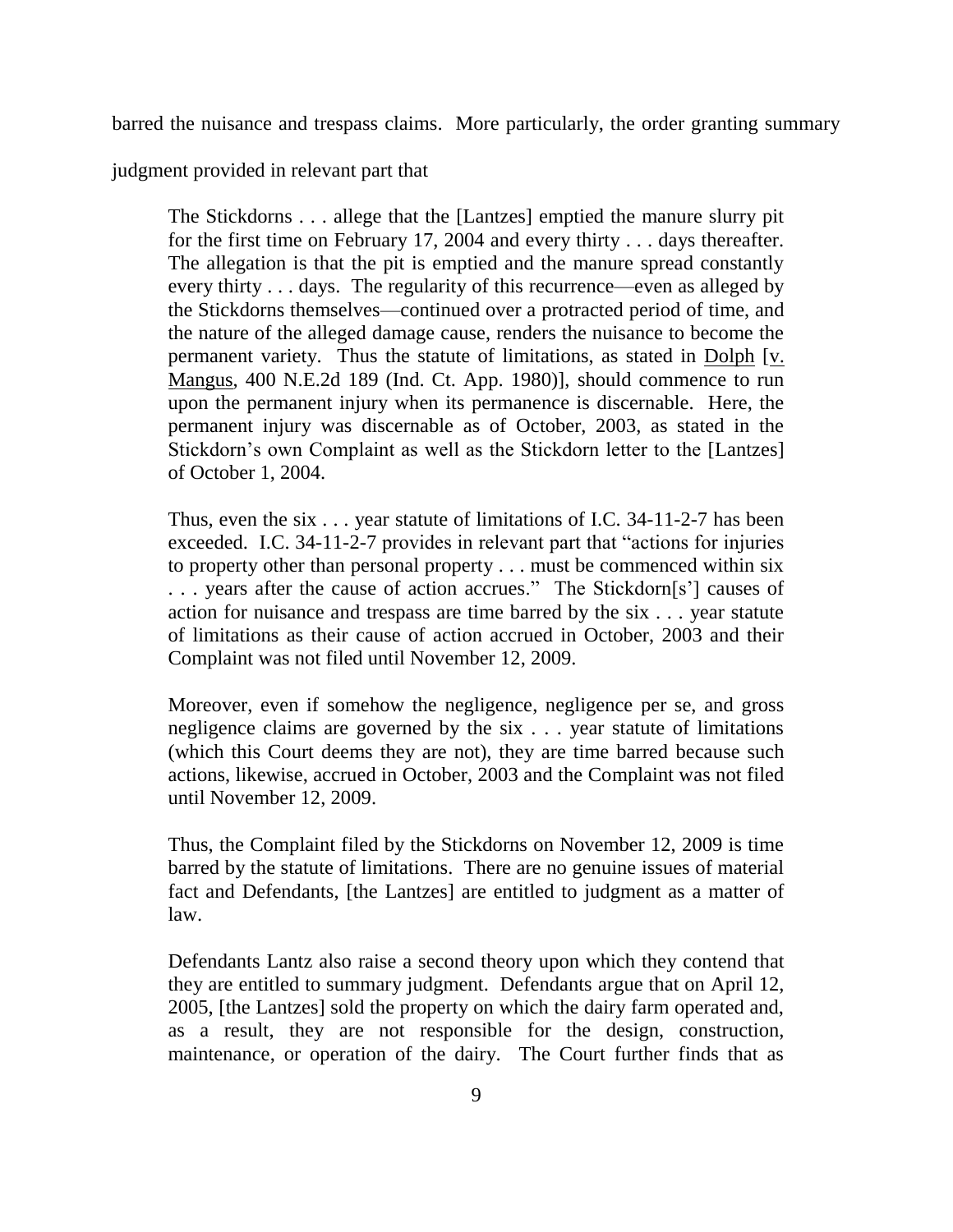barred the nuisance and trespass claims. More particularly, the order granting summary judgment provided in relevant part that

> The Stickdorns . . . allege that the [Lantzes] emptied the manure slurry pit for the first time on February 17, 2004 and every thirty . . . days thereafter. The allegation is that the pit is emptied and the manure spread constantly every thirty . . . days. The regularity of this recurrence—even as alleged by the Stickdorns themselves—continued over a protracted period of time, and the nature of the alleged damage cause, renders the nuisance to become the permanent variety. Thus the statute of limitations, as stated in Dolph [v. Mangus, 400 N.E.2d 189 (Ind. Ct. App. 1980)], should commence to run upon the permanent injury when its permanence is discernable. Here, the permanent injury was discernable as of October, 2003, as stated in the Stickdorn's own Complaint as well as the Stickdorn letter to the [Lantzes] of October 1, 2004.
>
> Thus, even the six . . . year statute of limitations of I.C. 34-11-2-7 has been exceeded. I.C. 34-11-2-7 provides in relevant part that "actions for injuries to property other than personal property . . . must be commenced within six . . . years after the cause of action accrues." The Stickdorn[s'] causes of action for nuisance and trespass are time barred by the six . . . year statute of limitations as their cause of action accrued in October, 2003 and their Complaint was not filed until November 12, 2009.
>
> Moreover, even if somehow the negligence, negligence per se, and gross negligence claims are governed by the six . . . year statute of limitations (which this Court deems they are not), they are time barred because such actions, likewise, accrued in October, 2003 and the Complaint was not filed until November 12, 2009.
>
> Thus, the Complaint filed by the Stickdorns on November 12, 2009 is time barred by the statute of limitations. There are no genuine issues of material fact and Defendants, [the Lantzes] are entitled to judgment as a matter of law.
>
> Defendants Lantz also raise a second theory upon which they contend that they are entitled to summary judgment. Defendants argue that on April 12, 2005, [the Lantzes] sold the property on which the dairy farm operated and, as a result, they are not responsible for the design, construction, maintenance, or operation of the dairy. The Court further finds that as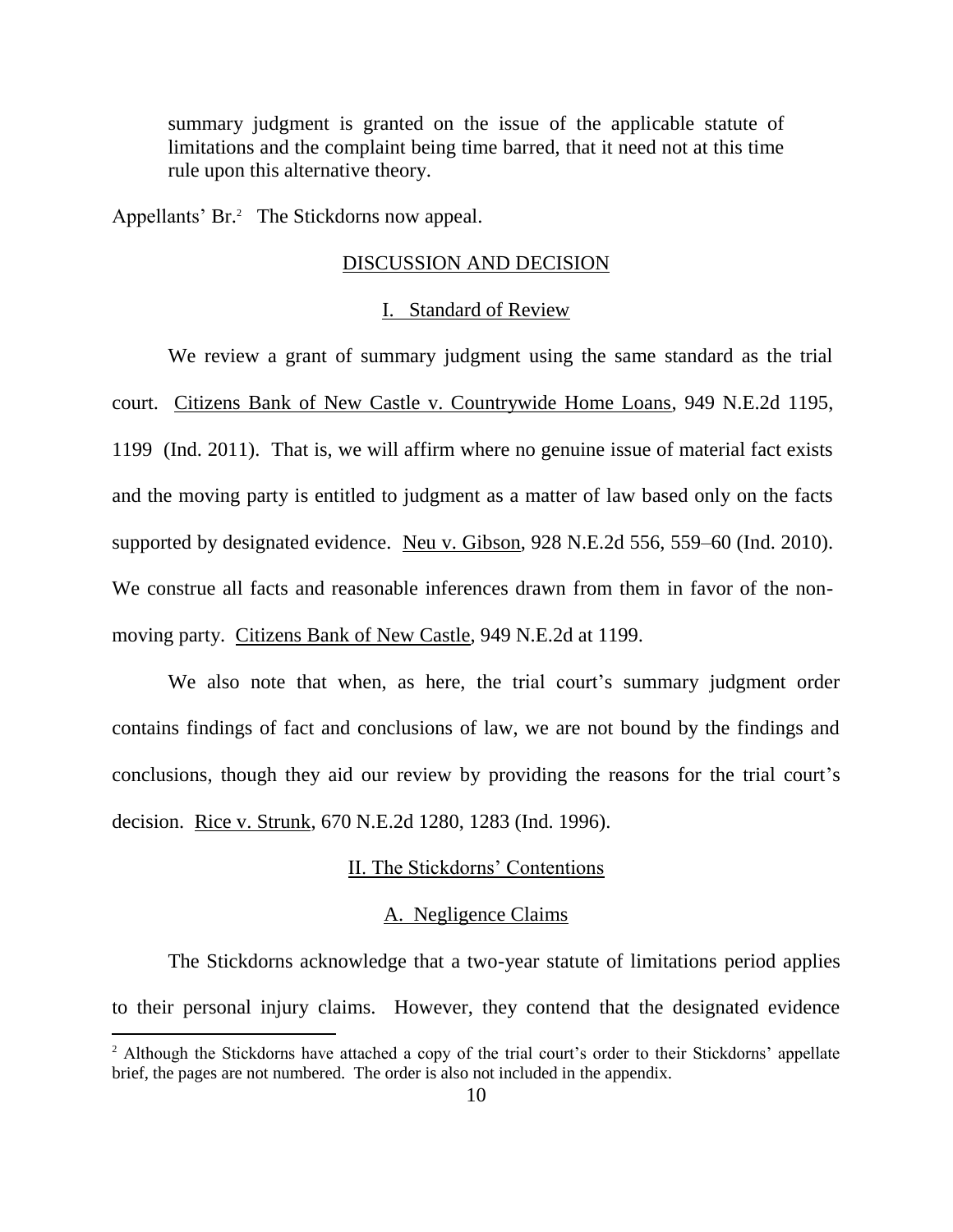summary judgment is granted on the issue of the applicable statute of limitations and the complaint being time barred, that it need not at this time rule upon this alternative theory.

Appellants' Br.[2] The Stickdorns now appeal.

## DISCUSSION AND DECISION

### I. Standard of Review

We review a grant of summary judgment using the same standard as the trial court. Citizens Bank of New Castle v. Countrywide Home Loans, 949 N.E.2d 1195, 1199 (Ind. 2011). That is, we will affirm where no genuine issue of material fact exists and the moving party is entitled to judgment as a matter of law based only on the facts supported by designated evidence. Neu v. Gibson, 928 N.E.2d 556, 559–60 (Ind. 2010). We construe all facts and reasonable inferences drawn from them in favor of the non-moving party. Citizens Bank of New Castle, 949 N.E.2d at 1199.

We also note that when, as here, the trial court's summary judgment order contains findings of fact and conclusions of law, we are not bound by the findings and conclusions, though they aid our review by providing the reasons for the trial court's decision. Rice v. Strunk, 670 N.E.2d 1280, 1283 (Ind. 1996).

### II. The Stickdorns' Contentions

#### A. Negligence Claims

The Stickdorns acknowledge that a two-year statute of limitations period applies to their personal injury claims. However, they contend that the designated evidence

[2] Although the Stickdorns have attached a copy of the trial court's order to their Stickdorns' appellate brief, the pages are not numbered. The order is also not included in the appendix.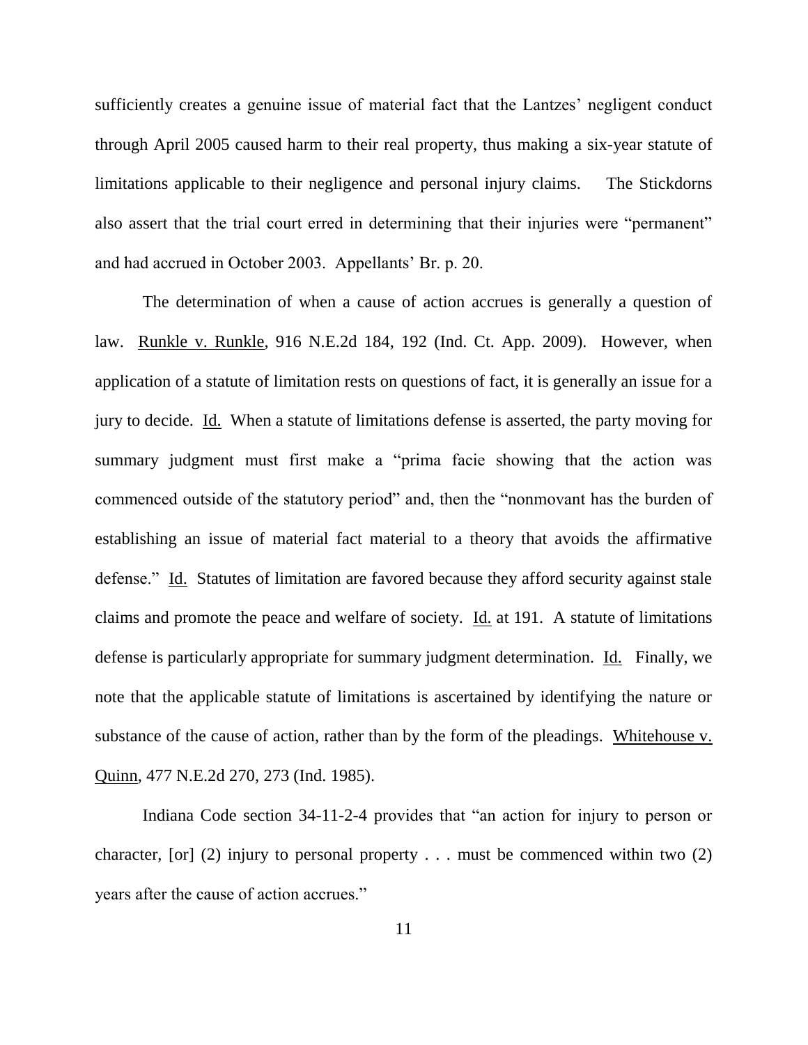sufficiently creates a genuine issue of material fact that the Lantzes' negligent conduct through April 2005 caused harm to their real property, thus making a six-year statute of limitations applicable to their negligence and personal injury claims. The Stickdorns also assert that the trial court erred in determining that their injuries were "permanent" and had accrued in October 2003. Appellants' Br. p. 20.

The determination of when a cause of action accrues is generally a question of law. Runkle v. Runkle, 916 N.E.2d 184, 192 (Ind. Ct. App. 2009). However, when application of a statute of limitation rests on questions of fact, it is generally an issue for a jury to decide. Id. When a statute of limitations defense is asserted, the party moving for summary judgment must first make a "prima facie showing that the action was commenced outside of the statutory period" and, then the "nonmovant has the burden of establishing an issue of material fact material to a theory that avoids the affirmative defense." Id. Statutes of limitation are favored because they afford security against stale claims and promote the peace and welfare of society. Id. at 191. A statute of limitations defense is particularly appropriate for summary judgment determination. Id. Finally, we note that the applicable statute of limitations is ascertained by identifying the nature or substance of the cause of action, rather than by the form of the pleadings. Whitehouse v. Quinn, 477 N.E.2d 270, 273 (Ind. 1985).

Indiana Code section 34-11-2-4 provides that "an action for injury to person or character, [or] (2) injury to personal property . . . must be commenced within two (2) years after the cause of action accrues."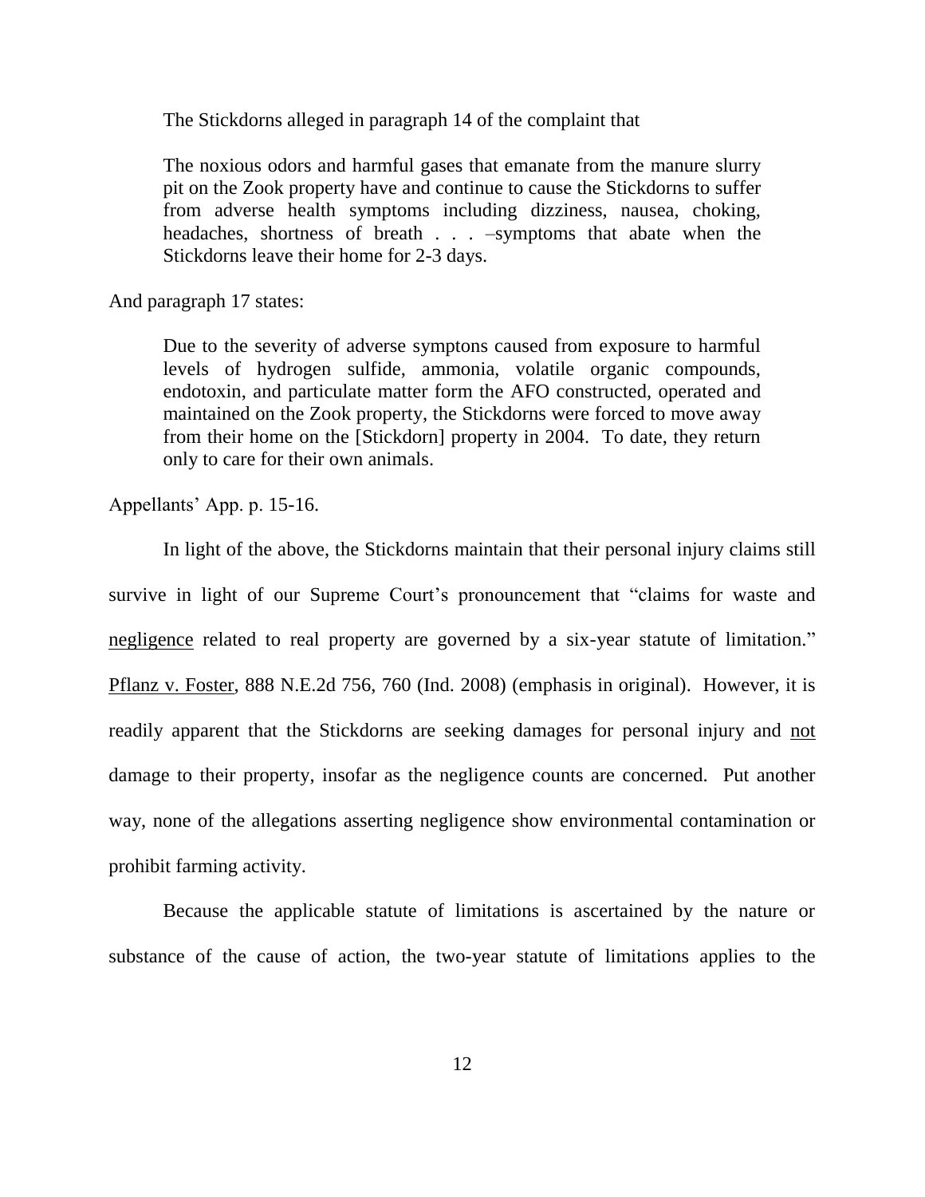The Stickdorns alleged in paragraph 14 of the complaint that

> The noxious odors and harmful gases that emanate from the manure slurry pit on the Zook property have and continue to cause the Stickdorns to suffer from adverse health symptoms including dizziness, nausea, choking, headaches, shortness of breath . . . –symptoms that abate when the Stickdorns leave their home for 2-3 days.

And paragraph 17 states:

> Due to the severity of adverse symptons caused from exposure to harmful levels of hydrogen sulfide, ammonia, volatile organic compounds, endotoxin, and particulate matter form the AFO constructed, operated and maintained on the Zook property, the Stickdorns were forced to move away from their home on the [Stickdorn] property in 2004. To date, they return only to care for their own animals.

Appellants' App. p. 15-16.

In light of the above, the Stickdorns maintain that their personal injury claims still survive in light of our Supreme Court's pronouncement that "claims for waste and negligence related to real property are governed by a six-year statute of limitation." Pflanz v. Foster, 888 N.E.2d 756, 760 (Ind. 2008) (emphasis in original). However, it is readily apparent that the Stickdorns are seeking damages for personal injury and not damage to their property, insofar as the negligence counts are concerned. Put another way, none of the allegations asserting negligence show environmental contamination or prohibit farming activity.

Because the applicable statute of limitations is ascertained by the nature or substance of the cause of action, the two-year statute of limitations applies to the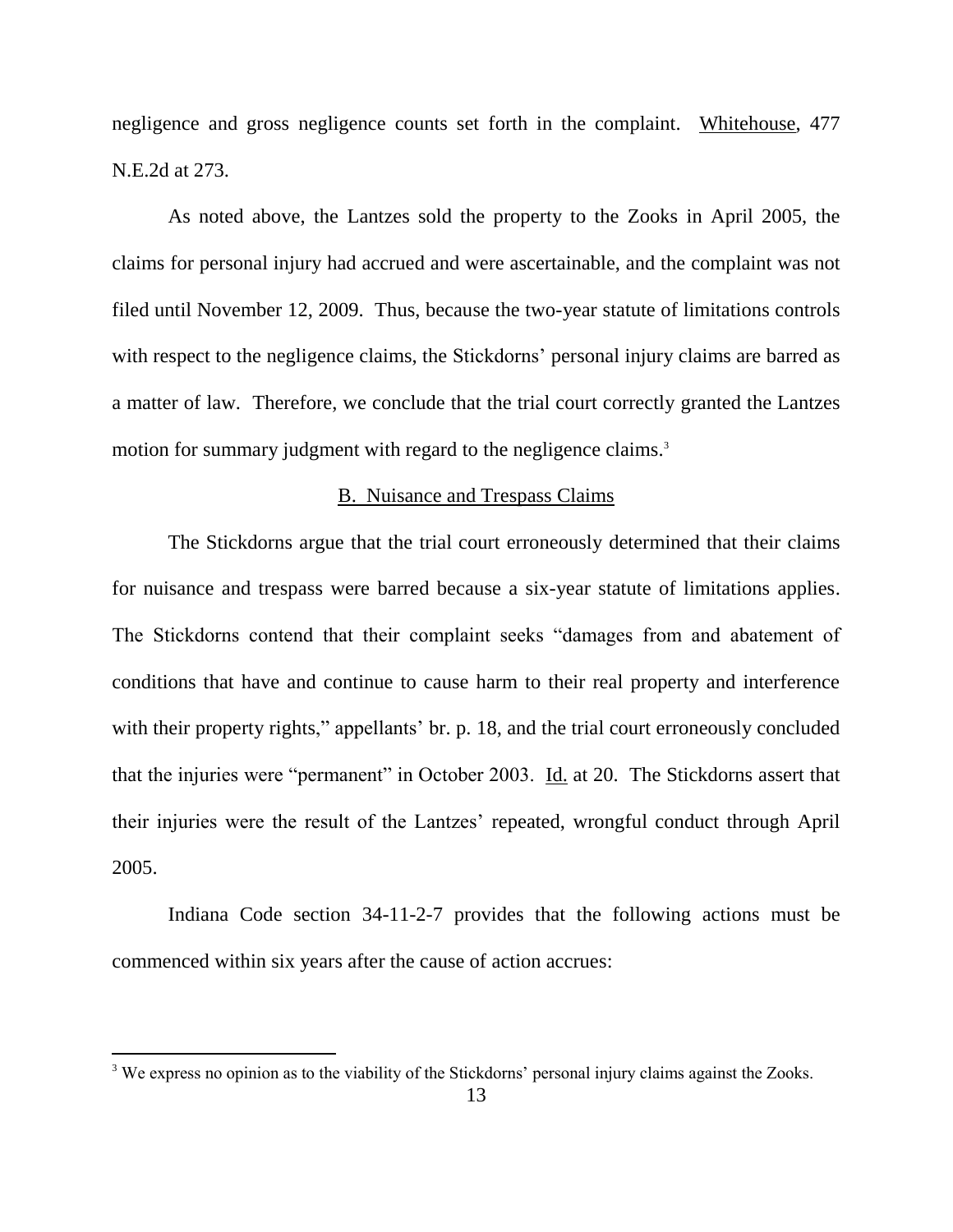negligence and gross negligence counts set forth in the complaint. Whitehouse, 477 N.E.2d at 273.

As noted above, the Lantzes sold the property to the Zooks in April 2005, the claims for personal injury had accrued and were ascertainable, and the complaint was not filed until November 12, 2009. Thus, because the two-year statute of limitations controls with respect to the negligence claims, the Stickdorns' personal injury claims are barred as a matter of law. Therefore, we conclude that the trial court correctly granted the Lantzes motion for summary judgment with regard to the negligence claims.[3]

## B. Nuisance and Trespass Claims

The Stickdorns argue that the trial court erroneously determined that their claims for nuisance and trespass were barred because a six-year statute of limitations applies. The Stickdorns contend that their complaint seeks "damages from and abatement of conditions that have and continue to cause harm to their real property and interference with their property rights," appellants' br. p. 18, and the trial court erroneously concluded that the injuries were "permanent" in October 2003. Id. at 20. The Stickdorns assert that their injuries were the result of the Lantzes' repeated, wrongful conduct through April 2005.

Indiana Code section 34-11-2-7 provides that the following actions must be commenced within six years after the cause of action accrues:

[3] We express no opinion as to the viability of the Stickdorns' personal injury claims against the Zooks.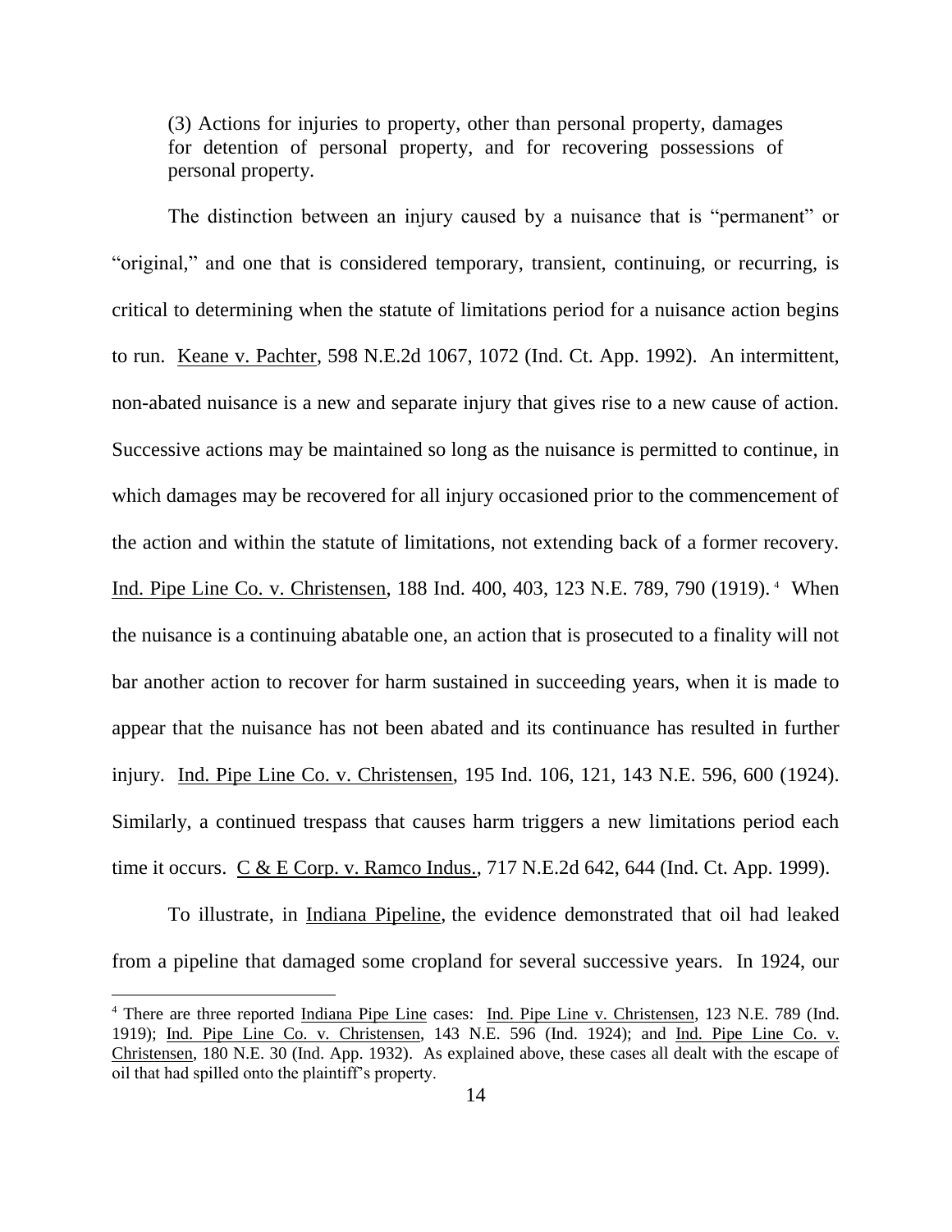> (3) Actions for injuries to property, other than personal property, damages for detention of personal property, and for recovering possessions of personal property.

The distinction between an injury caused by a nuisance that is "permanent" or "original," and one that is considered temporary, transient, continuing, or recurring, is critical to determining when the statute of limitations period for a nuisance action begins to run. Keane v. Pachter, 598 N.E.2d 1067, 1072 (Ind. Ct. App. 1992). An intermittent, non-abated nuisance is a new and separate injury that gives rise to a new cause of action. Successive actions may be maintained so long as the nuisance is permitted to continue, in which damages may be recovered for all injury occasioned prior to the commencement of the action and within the statute of limitations, not extending back of a former recovery. Ind. Pipe Line Co. v. Christensen, 188 Ind. 400, 403, 123 N.E. 789, 790 (1919).[4] When the nuisance is a continuing abatable one, an action that is prosecuted to a finality will not bar another action to recover for harm sustained in succeeding years, when it is made to appear that the nuisance has not been abated and its continuance has resulted in further injury. Ind. Pipe Line Co. v. Christensen, 195 Ind. 106, 121, 143 N.E. 596, 600 (1924). Similarly, a continued trespass that causes harm triggers a new limitations period each time it occurs. C & E Corp. v. Ramco Indus., 717 N.E.2d 642, 644 (Ind. Ct. App. 1999).

To illustrate, in Indiana Pipeline, the evidence demonstrated that oil had leaked from a pipeline that damaged some cropland for several successive years. In 1924, our

---

[4] There are three reported Indiana Pipe Line cases: Ind. Pipe Line v. Christensen, 123 N.E. 789 (Ind. 1919); Ind. Pipe Line Co. v. Christensen, 143 N.E. 596 (Ind. 1924); and Ind. Pipe Line Co. v. Christensen, 180 N.E. 30 (Ind. App. 1932). As explained above, these cases all dealt with the escape of oil that had spilled onto the plaintiff's property.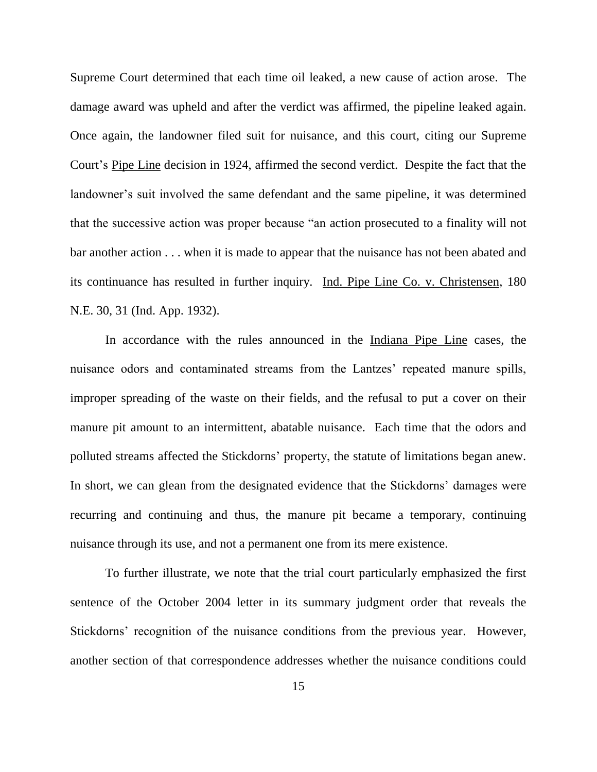Supreme Court determined that each time oil leaked, a new cause of action arose. The damage award was upheld and after the verdict was affirmed, the pipeline leaked again. Once again, the landowner filed suit for nuisance, and this court, citing our Supreme Court's Pipe Line decision in 1924, affirmed the second verdict. Despite the fact that the landowner's suit involved the same defendant and the same pipeline, it was determined that the successive action was proper because "an action prosecuted to a finality will not bar another action . . . when it is made to appear that the nuisance has not been abated and its continuance has resulted in further inquiry. Ind. Pipe Line Co. v. Christensen, 180 N.E. 30, 31 (Ind. App. 1932).

In accordance with the rules announced in the Indiana Pipe Line cases, the nuisance odors and contaminated streams from the Lantzes' repeated manure spills, improper spreading of the waste on their fields, and the refusal to put a cover on their manure pit amount to an intermittent, abatable nuisance. Each time that the odors and polluted streams affected the Stickdorns' property, the statute of limitations began anew. In short, we can glean from the designated evidence that the Stickdorns' damages were recurring and continuing and thus, the manure pit became a temporary, continuing nuisance through its use, and not a permanent one from its mere existence.

To further illustrate, we note that the trial court particularly emphasized the first sentence of the October 2004 letter in its summary judgment order that reveals the Stickdorns' recognition of the nuisance conditions from the previous year. However, another section of that correspondence addresses whether the nuisance conditions could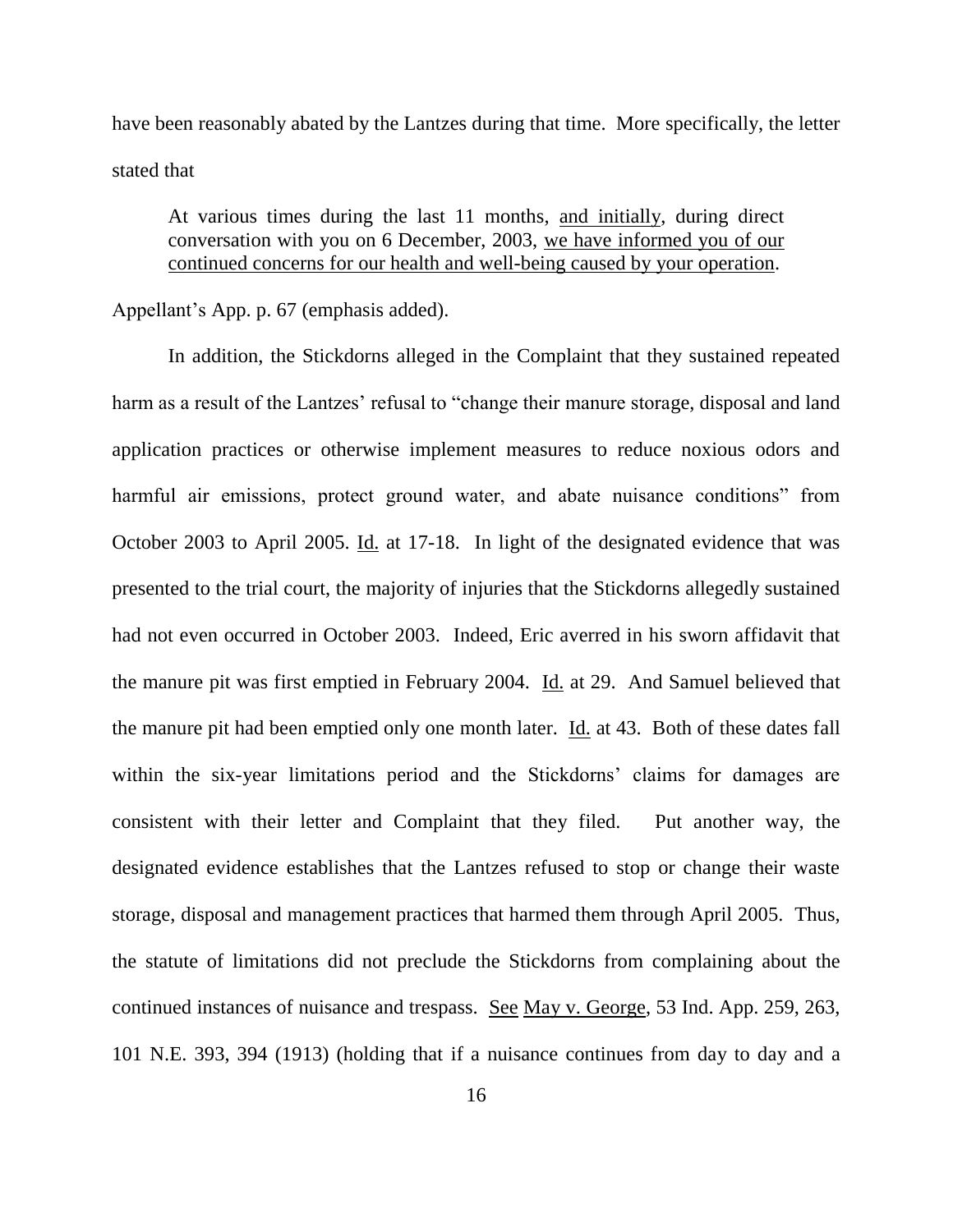have been reasonably abated by the Lantzes during that time. More specifically, the letter stated that

> At various times during the last 11 months, <u>and initially</u>, during direct conversation with you on 6 December, 2003, <u>we have informed you of our continued concerns for our health and well-being caused by your operation</u>.

Appellant's App. p. 67 (emphasis added).

In addition, the Stickdorns alleged in the Complaint that they sustained repeated harm as a result of the Lantzes' refusal to "change their manure storage, disposal and land application practices or otherwise implement measures to reduce noxious odors and harmful air emissions, protect ground water, and abate nuisance conditions" from October 2003 to April 2005. <u>Id.</u> at 17-18. In light of the designated evidence that was presented to the trial court, the majority of injuries that the Stickdorns allegedly sustained had not even occurred in October 2003. Indeed, Eric averred in his sworn affidavit that the manure pit was first emptied in February 2004. <u>Id.</u> at 29. And Samuel believed that the manure pit had been emptied only one month later. <u>Id.</u> at 43. Both of these dates fall within the six-year limitations period and the Stickdorns' claims for damages are consistent with their letter and Complaint that they filed. Put another way, the designated evidence establishes that the Lantzes refused to stop or change their waste storage, disposal and management practices that harmed them through April 2005. Thus, the statute of limitations did not preclude the Stickdorns from complaining about the continued instances of nuisance and trespass. <u>See</u> <u>May v. George</u>, 53 Ind. App. 259, 263, 101 N.E. 393, 394 (1913) (holding that if a nuisance continues from day to day and a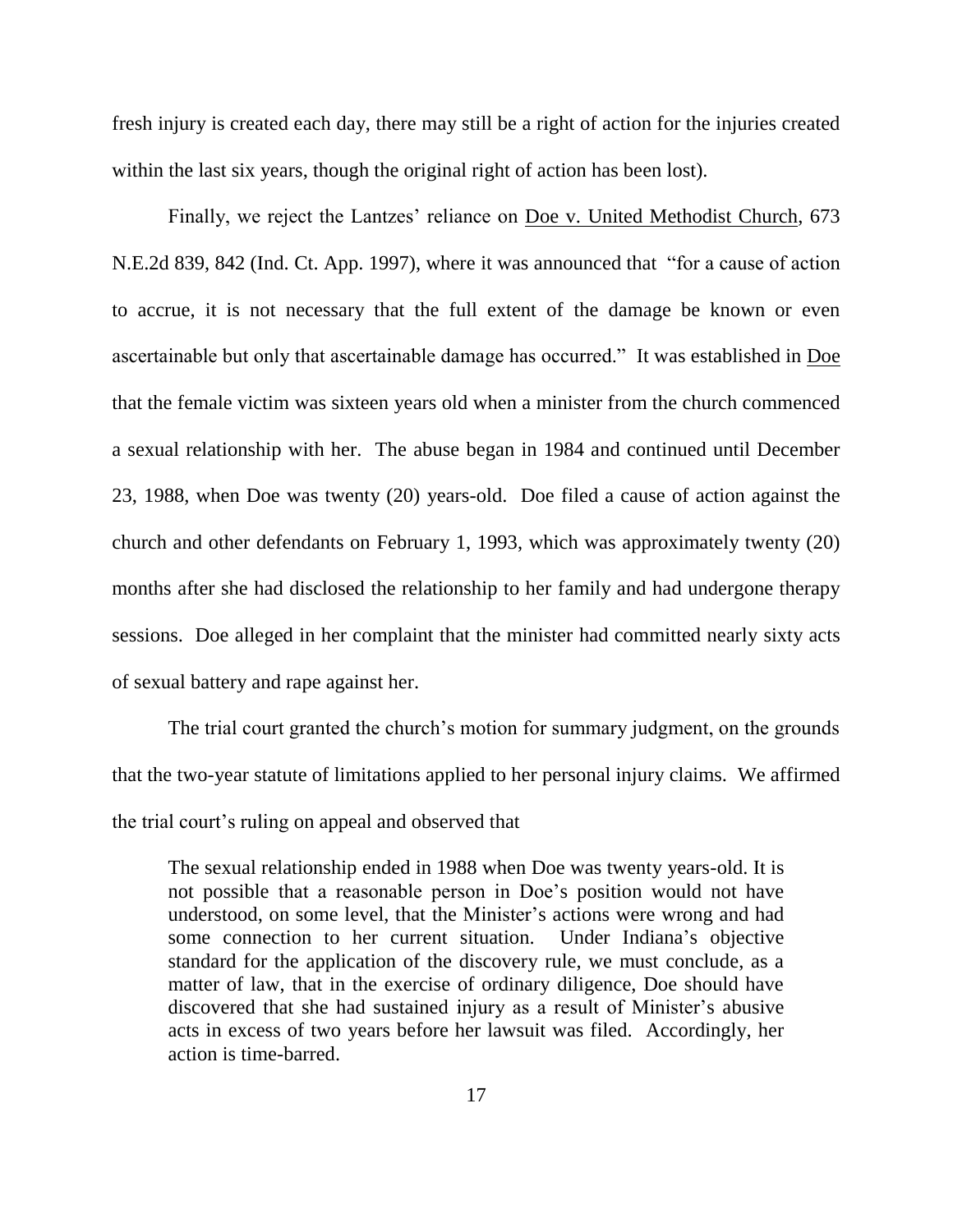fresh injury is created each day, there may still be a right of action for the injuries created within the last six years, though the original right of action has been lost).

Finally, we reject the Lantzes' reliance on Doe v. United Methodist Church, 673 N.E.2d 839, 842 (Ind. Ct. App. 1997), where it was announced that "for a cause of action to accrue, it is not necessary that the full extent of the damage be known or even ascertainable but only that ascertainable damage has occurred." It was established in Doe that the female victim was sixteen years old when a minister from the church commenced a sexual relationship with her. The abuse began in 1984 and continued until December 23, 1988, when Doe was twenty (20) years-old. Doe filed a cause of action against the church and other defendants on February 1, 1993, which was approximately twenty (20) months after she had disclosed the relationship to her family and had undergone therapy sessions. Doe alleged in her complaint that the minister had committed nearly sixty acts of sexual battery and rape against her.

The trial court granted the church's motion for summary judgment, on the grounds that the two-year statute of limitations applied to her personal injury claims. We affirmed the trial court's ruling on appeal and observed that

> The sexual relationship ended in 1988 when Doe was twenty years-old. It is not possible that a reasonable person in Doe's position would not have understood, on some level, that the Minister's actions were wrong and had some connection to her current situation. Under Indiana's objective standard for the application of the discovery rule, we must conclude, as a matter of law, that in the exercise of ordinary diligence, Doe should have discovered that she had sustained injury as a result of Minister's abusive acts in excess of two years before her lawsuit was filed. Accordingly, her action is time-barred.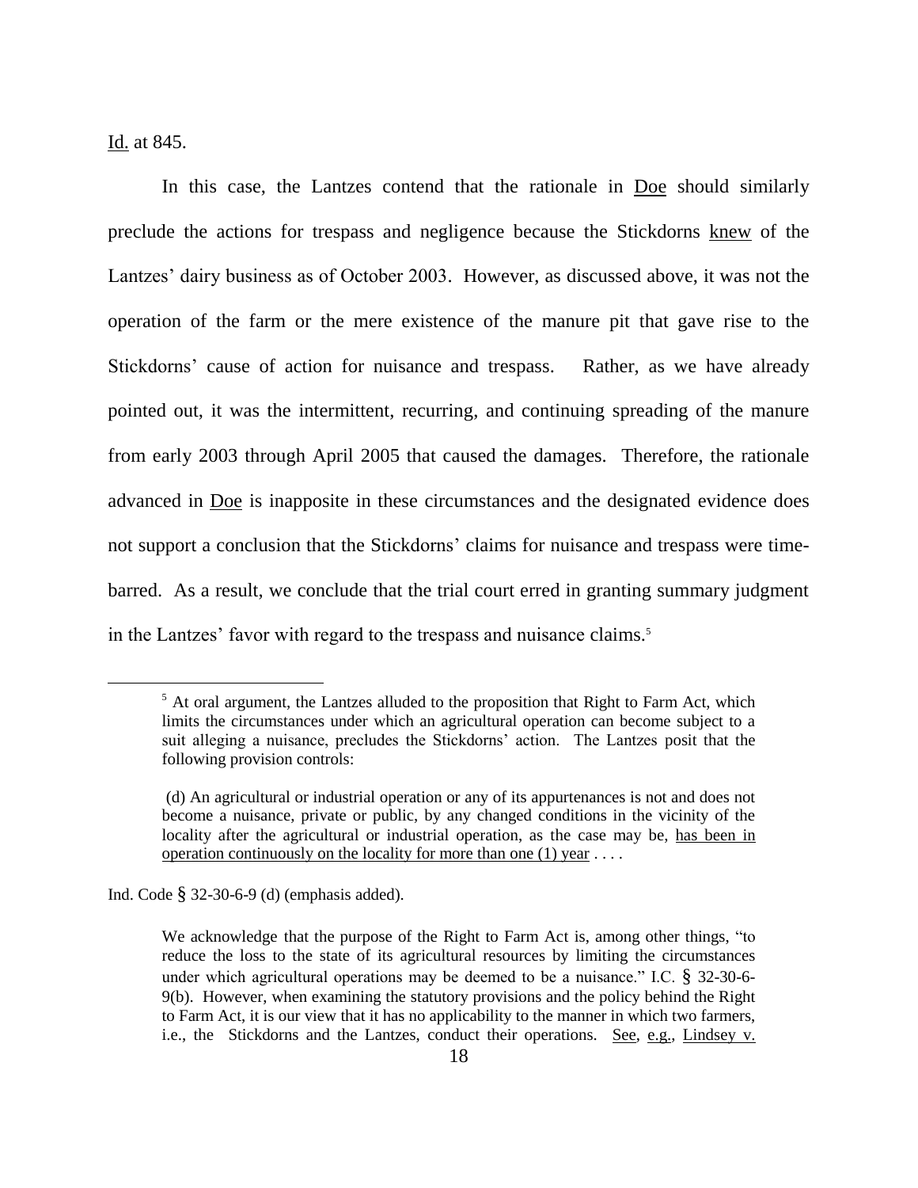Id. at 845.

In this case, the Lantzes contend that the rationale in Doe should similarly preclude the actions for trespass and negligence because the Stickdorns knew of the Lantzes' dairy business as of October 2003. However, as discussed above, it was not the operation of the farm or the mere existence of the manure pit that gave rise to the Stickdorns' cause of action for nuisance and trespass. Rather, as we have already pointed out, it was the intermittent, recurring, and continuing spreading of the manure from early 2003 through April 2005 that caused the damages. Therefore, the rationale advanced in Doe is inapposite in these circumstances and the designated evidence does not support a conclusion that the Stickdorns' claims for nuisance and trespass were time-barred. As a result, we conclude that the trial court erred in granting summary judgment in the Lantzes' favor with regard to the trespass and nuisance claims.[5]

---

[5] At oral argument, the Lantzes alluded to the proposition that Right to Farm Act, which limits the circumstances under which an agricultural operation can become subject to a suit alleging a nuisance, precludes the Stickdorns' action. The Lantzes posit that the following provision controls:

> (d) An agricultural or industrial operation or any of its appurtenances is not and does not become a nuisance, private or public, by any changed conditions in the vicinity of the locality after the agricultural or industrial operation, as the case may be, has been in operation continuously on the locality for more than one (1) year . . . .

Ind. Code § 32-30-6-9 (d) (emphasis added).

We acknowledge that the purpose of the Right to Farm Act is, among other things, "to reduce the loss to the state of its agricultural resources by limiting the circumstances under which agricultural operations may be deemed to be a nuisance." I.C. § 32-30-6-9(b). However, when examining the statutory provisions and the policy behind the Right to Farm Act, it is our view that it has no applicability to the manner in which two farmers, i.e., the Stickdorns and the Lantzes, conduct their operations. See, e.g., Lindsey v.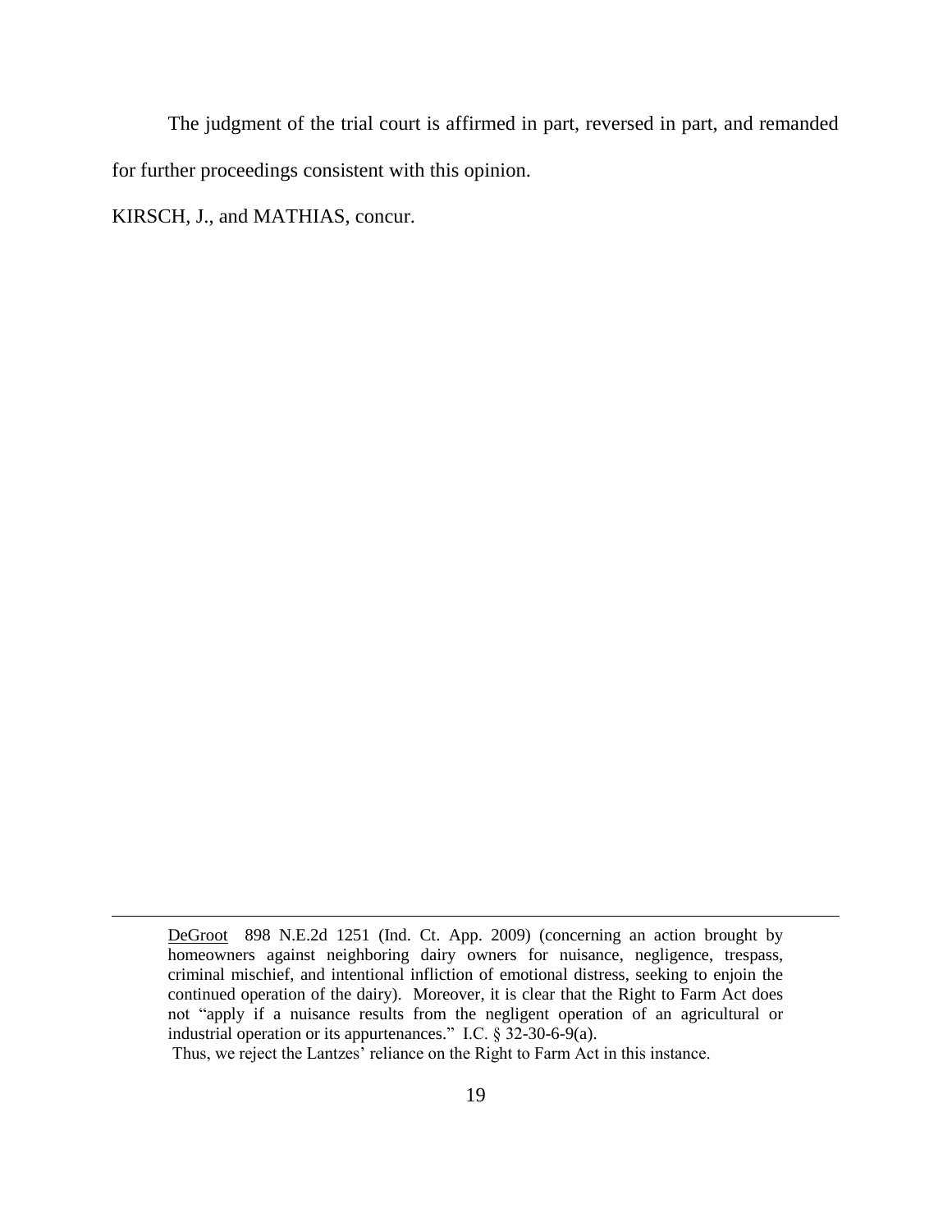The judgment of the trial court is affirmed in part, reversed in part, and remanded for further proceedings consistent with this opinion.

KIRSCH, J., and MATHIAS, concur.

---

DeGroot 898 N.E.2d 1251 (Ind. Ct. App. 2009) (concerning an action brought by homeowners against neighboring dairy owners for nuisance, negligence, trespass, criminal mischief, and intentional infliction of emotional distress, seeking to enjoin the continued operation of the dairy). Moreover, it is clear that the Right to Farm Act does not "apply if a nuisance results from the negligent operation of an agricultural or industrial operation or its appurtenances." I.C. § 32-30-6-9(a).

Thus, we reject the Lantzes' reliance on the Right to Farm Act in this instance.